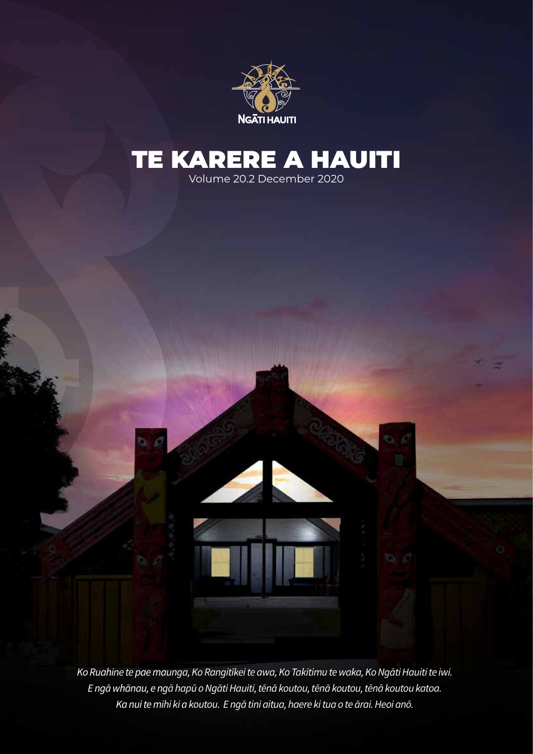NGĀTI HAUITI

# TE KARERE A HAUITI

Volume 20.2 December 2020

*Ko Ruahine te pae maunga, Ko Rangitīkei te awa, Ko Takitimu te waka, Ko Ngāti Hauiti te iwi.*
*E ngā whānau, e ngā hapū o Ngāti Hauiti, tēnā koutou, tēnā koutou, tēnā koutou katoa.*
*Ka nui te mihi ki a koutou. E ngā tini aitua, haere ki tua o te ārai. Heoi anō.*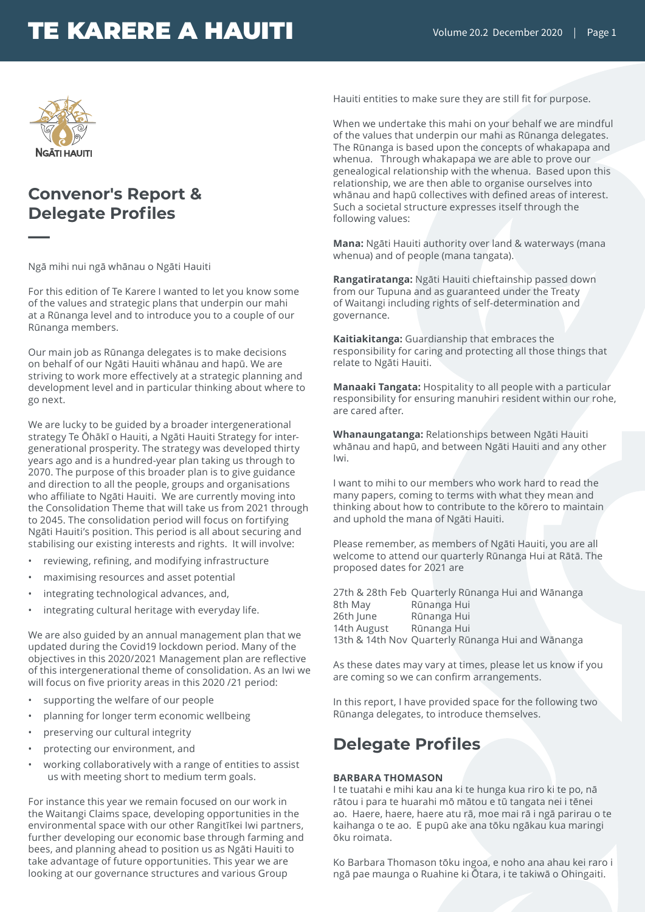## Convenor's Report & Delegate Profiles

Ngā mihi nui ngā whānau o Ngāti Hauiti

For this edition of Te Karere I wanted to let you know some of the values and strategic plans that underpin our mahi at a Rūnanga level and to introduce you to a couple of our Rūnanga members.

Our main job as Rūnanga delegates is to make decisions on behalf of our Ngāti Hauiti whānau and hapū. We are striving to work more effectively at a strategic planning and development level and in particular thinking about where to go next.

We are lucky to be guided by a broader intergenerational strategy Te Ōhākī o Hauiti, a Ngāti Hauiti Strategy for inter-generational prosperity. The strategy was developed thirty years ago and is a hundred-year plan taking us through to 2070. The purpose of this broader plan is to give guidance and direction to all the people, groups and organisations who affiliate to Ngāti Hauiti. We are currently moving into the Consolidation Theme that will take us from 2021 through to 2045. The consolidation period will focus on fortifying Ngāti Hauiti's position. This period is all about securing and stabilising our existing interests and rights. It will involve:

- reviewing, refining, and modifying infrastructure
- maximising resources and asset potential
- integrating technological advances, and,
- integrating cultural heritage with everyday life.

We are also guided by an annual management plan that we updated during the Covid19 lockdown period. Many of the objectives in this 2020/2021 Management plan are reflective of this intergenerational theme of consolidation. As an Iwi we will focus on five priority areas in this 2020 /21 period:

- supporting the welfare of our people
- planning for longer term economic wellbeing
- preserving our cultural integrity
- protecting our environment, and
- working collaboratively with a range of entities to assist us with meeting short to medium term goals.

For instance this year we remain focused on our work in the Waitangi Claims space, developing opportunities in the environmental space with our other Rangitīkei Iwi partners, further developing our economic base through farming and bees, and planning ahead to position us as Ngāti Hauiti to take advantage of future opportunities. This year we are looking at our governance structures and various Group Hauiti entities to make sure they are still fit for purpose.

When we undertake this mahi on your behalf we are mindful of the values that underpin our mahi as Rūnanga delegates. The Rūnanga is based upon the concepts of whakapapa and whenua. Through whakapapa we are able to prove our genealogical relationship with the whenua. Based upon this relationship, we are then able to organise ourselves into whānau and hapū collectives with defined areas of interest. Such a societal structure expresses itself through the following values:

**Mana:** Ngāti Hauiti authority over land & waterways (mana whenua) and of people (mana tangata).

**Rangatiratanga:** Ngāti Hauiti chieftainship passed down from our Tupuna and as guaranteed under the Treaty of Waitangi including rights of self-determination and governance.

**Kaitiakitanga:** Guardianship that embraces the responsibility for caring and protecting all those things that relate to Ngāti Hauiti.

**Manaaki Tangata:** Hospitality to all people with a particular responsibility for ensuring manuhiri resident within our rohe, are cared after.

**Whanaungatanga:** Relationships between Ngāti Hauiti whānau and hapū, and between Ngāti Hauiti and any other Iwi.

I want to mihi to our members who work hard to read the many papers, coming to terms with what they mean and thinking about how to contribute to the kōrero to maintain and uphold the mana of Ngāti Hauiti.

Please remember, as members of Ngāti Hauiti, you are all welcome to attend our quarterly Rūnanga Hui at Rātā. The proposed dates for 2021 are

| | |
|---|---|
| 27th & 28th Feb | Quarterly Rūnanga Hui and Wānanga |
| 8th May | Rūnanga Hui |
| 26th June | Rūnanga Hui |
| 14th August | Rūnanga Hui |
| 13th & 14th Nov | Quarterly Rūnanga Hui and Wānanga |

As these dates may vary at times, please let us know if you are coming so we can confirm arrangements.

In this report, I have provided space for the following two Rūnanga delegates, to introduce themselves.

## Delegate Profiles

**BARBARA THOMASON**

I te tuatahi e mihi kau ana ki te hunga kua riro ki te po, nā rātou i para te huarahi mō mātou e tū tangata nei i tēnei ao. Haere, haere, haere atu rā, moe mai rā i ngā parirau o te kaihanga o te ao. E pupū ake ana tōku ngākau kua maringi ōku roimata.

Ko Barbara Thomason tōku ingoa, e noho ana ahau kei raro i ngā pae maunga o Ruahine ki Ōtara, i te takiwā o Ohingaiti.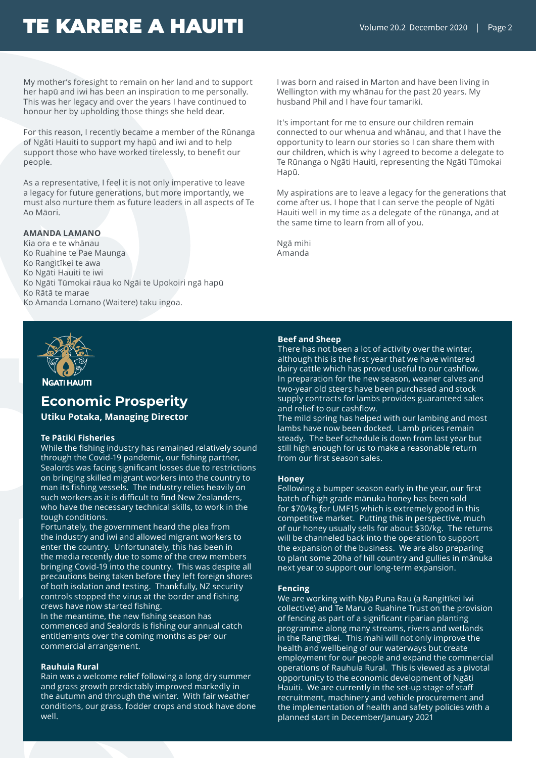My mother's foresight to remain on her land and to support her hapū and iwi has been an inspiration to me personally. This was her legacy and over the years I have continued to honour her by upholding those things she held dear.

For this reason, I recently became a member of the Rūnanga of Ngāti Hauiti to support my hapū and iwi and to help support those who have worked tirelessly, to benefit our people.

As a representative, I feel it is not only imperative to leave a legacy for future generations, but more importantly, we must also nurture them as future leaders in all aspects of Te Ao Māori.

**AMANDA LAMANO**

Kia ora e te whānau
Ko Ruahine te Pae Maunga
Ko Rangitīkei te awa
Ko Ngāti Hauiti te iwi
Ko Ngāti Tūmokai rāua ko Ngāi te Upokoiri ngā hapū
Ko Rātā te marae
Ko Amanda Lomano (Waitere) taku ingoa.

I was born and raised in Marton and have been living in Wellington with my whānau for the past 20 years. My husband Phil and I have four tamariki.

It's important for me to ensure our children remain connected to our whenua and whānau, and that I have the opportunity to learn our stories so I can share them with our children, which is why I agreed to become a delegate to Te Rūnanga o Ngāti Hauiti, representing the Ngāti Tūmokai Hapū.

My aspirations are to leave a legacy for the generations that come after us. I hope that I can serve the people of Ngāti Hauiti well in my time as a delegate of the rūnanga, and at the same time to learn from all of you.

Ngā mihi
Amanda

NGATI HAUITI

## Economic Prosperity

**Utiku Potaka, Managing Director**

#### Te Pātiki Fisheries

While the fishing industry has remained relatively sound through the Covid-19 pandemic, our fishing partner, Sealords was facing significant losses due to restrictions on bringing skilled migrant workers into the country to man its fishing vessels. The industry relies heavily on such workers as it is difficult to find New Zealanders, who have the necessary technical skills, to work in the tough conditions.

Fortunately, the government heard the plea from the industry and iwi and allowed migrant workers to enter the country. Unfortunately, this has been in the media recently due to some of the crew members bringing Covid-19 into the country. This was despite all precautions being taken before they left foreign shores of both isolation and testing. Thankfully, NZ security controls stopped the virus at the border and fishing crews have now started fishing.

In the meantime, the new fishing season has commenced and Sealords is fishing our annual catch entitlements over the coming months as per our commercial arrangement.

#### Rauhuia Rural

Rain was a welcome relief following a long dry summer and grass growth predictably improved markedly in the autumn and through the winter. With fair weather conditions, our grass, fodder crops and stock have done well.

#### Beef and Sheep

There has not been a lot of activity over the winter, although this is the first year that we have wintered dairy cattle which has proved useful to our cashflow. In preparation for the new season, weaner calves and two-year old steers have been purchased and stock supply contracts for lambs provides guaranteed sales and relief to our cashflow.

The mild spring has helped with our lambing and most lambs have now been docked. Lamb prices remain steady. The beef schedule is down from last year but still high enough for us to make a reasonable return from our first season sales.

#### Honey

Following a bumper season early in the year, our first batch of high grade mānuka honey has been sold for $70/kg for UMF15 which is extremely good in this competitive market. Putting this in perspective, much of our honey usually sells for about $30/kg. The returns will be channeled back into the operation to support the expansion of the business. We are also preparing to plant some 20ha of hill country and gullies in mānuka next year to support our long-term expansion.

#### Fencing

We are working with Ngā Puna Rau (a Rangitīkei Iwi collective) and Te Maru o Ruahine Trust on the provision of fencing as part of a significant riparian planting programme along many streams, rivers and wetlands in the Rangitīkei. This mahi will not only improve the health and wellbeing of our waterways but create employment for our people and expand the commercial operations of Rauhuia Rural. This is viewed as a pivotal opportunity to the economic development of Ngāti Hauiti. We are currently in the set-up stage of staff recruitment, machinery and vehicle procurement and the implementation of health and safety policies with a planned start in December/January 2021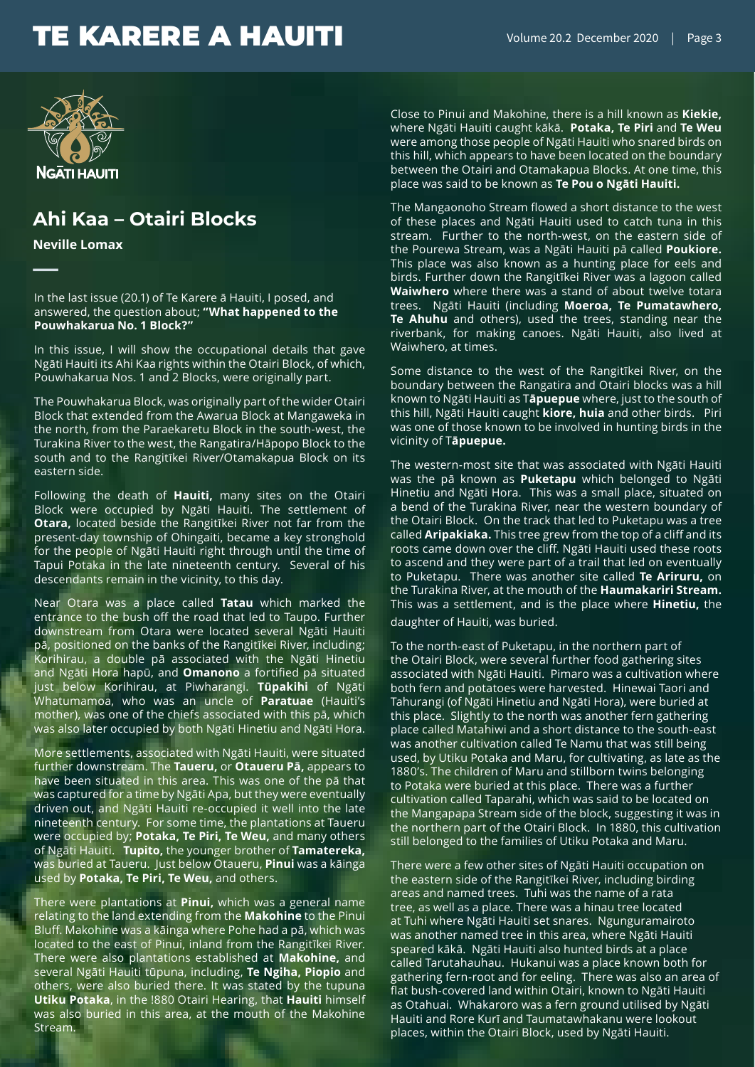## Ahi Kaa – Otairi Blocks

**Neville Lomax**

In the last issue (20.1) of Te Karere ā Hauiti, I posed, and answered, the question about; **"What happened to the Pouwhakarua No. 1 Block?"**

In this issue, I will show the occupational details that gave Ngāti Hauiti its Ahi Kaa rights within the Otairi Block, of which, Pouwhakarua Nos. 1 and 2 Blocks, were originally part.

The Pouwhakarua Block, was originally part of the wider Otairi Block that extended from the Awarua Block at Mangaweka in the north, from the Paraekaretu Block in the south-west, the Turakina River to the west, the Rangatira/Hāpopo Block to the south and to the Rangitīkei River/Otamakapua Block on its eastern side.

Following the death of **Hauiti,** many sites on the Otairi Block were occupied by Ngāti Hauiti. The settlement of **Otara,** located beside the Rangitīkei River not far from the present-day township of Ohingaiti, became a key stronghold for the people of Ngāti Hauiti right through until the time of Tapui Potaka in the late nineteenth century. Several of his descendants remain in the vicinity, to this day.

Near Otara was a place called **Tatau** which marked the entrance to the bush off the road that led to Taupo. Further downstream from Otara were located several Ngāti Hauiti pā, positioned on the banks of the Rangitīkei River, including; Korihirau, a double pā associated with the Ngāti Hinetiu and Ngāti Hora hapū, and **Omanono** a fortified pā situated just below Korihirau, at Piwharangi. **Tūpakihi** of Ngāti Whatumamoa, who was an uncle of **Paratuae** (Hauiti's mother), was one of the chiefs associated with this pā, which was also later occupied by both Ngāti Hinetiu and Ngāti Hora.

More settlements, associated with Ngāti Hauiti, were situated further downstream. The **Taueru,** or **Otaueru Pā,** appears to have been situated in this area. This was one of the pā that was captured for a time by Ngāti Apa, but they were eventually driven out, and Ngāti Hauiti re-occupied it well into the late nineteenth century. For some time, the plantations at Taueru were occupied by; **Potaka, Te Piri, Te Weu,** and many others of Ngāti Hauiti. **Tupito,** the younger brother of **Tamatereka,** was buried at Taueru. Just below Otaueru, **Pinui** was a kāinga used by **Potaka, Te Piri, Te Weu,** and others.

There were plantations at **Pinui,** which was a general name relating to the land extending from the **Makohine** to the Pinui Bluff. Makohine was a kāinga where Pohe had a pā, which was located to the east of Pinui, inland from the Rangitīkei River. There were also plantations established at **Makohine,** and several Ngāti Hauiti tūpuna, including, **Te Ngiha, Piopio** and others, were also buried there. It was stated by the tupuna **Utiku Potaka**, in the !880 Otairi Hearing, that **Hauiti** himself was also buried in this area, at the mouth of the Makohine Stream.

Close to Pinui and Makohine, there is a hill known as **Kiekie,** where Ngāti Hauiti caught kākā. **Potaka, Te Piri** and **Te Weu** were among those people of Ngāti Hauiti who snared birds on this hill, which appears to have been located on the boundary between the Otairi and Otamakapua Blocks. At one time, this place was said to be known as **Te Pou o Ngāti Hauiti.**

The Mangaonoho Stream flowed a short distance to the west of these places and Ngāti Hauiti used to catch tuna in this stream. Further to the north-west, on the eastern side of the Pourewa Stream, was a Ngāti Hauiti pā called **Poukiore.** This place was also known as a hunting place for eels and birds. Further down the Rangitīkei River was a lagoon called **Waiwhero** where there was a stand of about twelve totara trees. Ngāti Hauiti (including **Moeroa, Te Pumatawhero, Te Ahuhu** and others), used the trees, standing near the riverbank, for making canoes. Ngāti Hauiti, also lived at Waiwhero, at times.

Some distance to the west of the Rangitīkei River, on the boundary between the Rangatira and Otairi blocks was a hill known to Ngāti Hauiti as T**āpuepue** where, just to the south of this hill, Ngāti Hauiti caught **kiore, huia** and other birds. Piri was one of those known to be involved in hunting birds in the vicinity of T**āpuepue.**

The western-most site that was associated with Ngāti Hauiti was the pā known as **Puketapu** which belonged to Ngāti Hinetiu and Ngāti Hora. This was a small place, situated on a bend of the Turakina River, near the western boundary of the Otairi Block. On the track that led to Puketapu was a tree called **Aripakiaka.** This tree grew from the top of a cliff and its roots came down over the cliff. Ngāti Hauiti used these roots to ascend and they were part of a trail that led on eventually to Puketapu. There was another site called **Te Ariruru,** on the Turakina River, at the mouth of the **Haumakariri Stream.** This was a settlement, and is the place where **Hinetiu,** the daughter of Hauiti, was buried.

To the north-east of Puketapu, in the northern part of the Otairi Block, were several further food gathering sites associated with Ngāti Hauiti. Pimaro was a cultivation where both fern and potatoes were harvested. Hinewai Taori and Tahurangi (of Ngāti Hinetiu and Ngāti Hora), were buried at this place. Slightly to the north was another fern gathering place called Matahiwi and a short distance to the south-east was another cultivation called Te Namu that was still being used, by Utiku Potaka and Maru, for cultivating, as late as the 1880's. The children of Maru and stillborn twins belonging to Potaka were buried at this place. There was a further cultivation called Taparahi, which was said to be located on the Mangapapa Stream side of the block, suggesting it was in the northern part of the Otairi Block. In 1880, this cultivation still belonged to the families of Utiku Potaka and Maru.

There were a few other sites of Ngāti Hauiti occupation on the eastern side of the Rangitīkei River, including birding areas and named trees. Tuhi was the name of a rata tree, as well as a place. There was a hinau tree located at Tuhi where Ngāti Hauiti set snares. Ngunguramairoto was another named tree in this area, where Ngāti Hauiti speared kākā. Ngāti Hauiti also hunted birds at a place called Tarutahauhau. Hukanui was a place known both for gathering fern-root and for eeling. There was also an area of flat bush-covered land within Otairi, known to Ngāti Hauiti as Otahuai. Whakaroro was a fern ground utilised by Ngāti Hauiti and Rore Kurī and Taumatawhakanu were lookout places, within the Otairi Block, used by Ngāti Hauiti.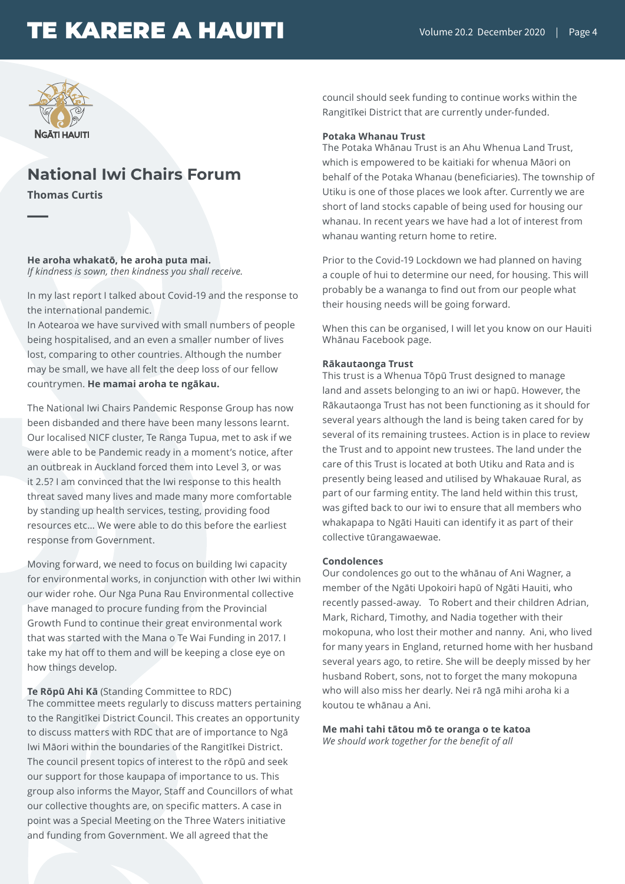## National Iwi Chairs Forum

**Thomas Curtis**

**He aroha whakatō, he aroha puta mai.**
*If kindness is sown, then kindness you shall receive.*

In my last report I talked about Covid-19 and the response to the international pandemic.
In Aotearoa we have survived with small numbers of people being hospitalised, and an even a smaller number of lives lost, comparing to other countries. Although the number may be small, we have all felt the deep loss of our fellow countrymen. **He mamai aroha te ngākau.**

The National Iwi Chairs Pandemic Response Group has now been disbanded and there have been many lessons learnt. Our localised NICF cluster, Te Ranga Tupua, met to ask if we were able to be Pandemic ready in a moment's notice, after an outbreak in Auckland forced them into Level 3, or was it 2.5? I am convinced that the Iwi response to this health threat saved many lives and made many more comfortable by standing up health services, testing, providing food resources etc... We were able to do this before the earliest response from Government.

Moving forward, we need to focus on building Iwi capacity for environmental works, in conjunction with other Iwi within our wider rohe. Our Nga Puna Rau Environmental collective have managed to procure funding from the Provincial Growth Fund to continue their great environmental work that was started with the Mana o Te Wai Funding in 2017. I take my hat off to them and will be keeping a close eye on how things develop.

**Te Rōpū Ahi Kā** (Standing Committee to RDC)
The committee meets regularly to discuss matters pertaining to the Rangitīkei District Council. This creates an opportunity to discuss matters with RDC that are of importance to Ngā Iwi Māori within the boundaries of the Rangitīkei District. The council present topics of interest to the rōpū and seek our support for those kaupapa of importance to us. This group also informs the Mayor, Staff and Councillors of what our collective thoughts are, on specific matters. A case in point was a Special Meeting on the Three Waters initiative and funding from Government. We all agreed that the council should seek funding to continue works within the Rangitīkei District that are currently under-funded.

**Potaka Whanau Trust**
The Potaka Whānau Trust is an Ahu Whenua Land Trust, which is empowered to be kaitiaki for whenua Māori on behalf of the Potaka Whanau (beneficiaries). The township of Utiku is one of those places we look after. Currently we are short of land stocks capable of being used for housing our whanau. In recent years we have had a lot of interest from whanau wanting return home to retire.

Prior to the Covid-19 Lockdown we had planned on having a couple of hui to determine our need, for housing. This will probably be a wananga to find out from our people what their housing needs will be going forward.

When this can be organised, I will let you know on our Hauiti Whānau Facebook page.

**Rākautaonga Trust**
This trust is a Whenua Tōpū Trust designed to manage land and assets belonging to an iwi or hapū. However, the Rākautaonga Trust has not been functioning as it should for several years although the land is being taken cared for by several of its remaining trustees. Action is in place to review the Trust and to appoint new trustees. The land under the care of this Trust is located at both Utiku and Rata and is presently being leased and utilised by Whakauae Rural, as part of our farming entity. The land held within this trust, was gifted back to our iwi to ensure that all members who whakapapa to Ngāti Hauiti can identify it as part of their collective tūrangawaewae.

**Condolences**
Our condolences go out to the whānau of Ani Wagner, a member of the Ngāti Upokoiri hapū of Ngāti Hauiti, who recently passed-away. To Robert and their children Adrian, Mark, Richard, Timothy, and Nadia together with their mokopuna, who lost their mother and nanny. Ani, who lived for many years in England, returned home with her husband several years ago, to retire. She will be deeply missed by her husband Robert, sons, not to forget the many mokopuna who will also miss her dearly. Nei rā ngā mihi aroha ki a koutou te whānau a Ani.

**Me mahi tahi tātou mō te oranga o te katoa**
*We should work together for the benefit of all*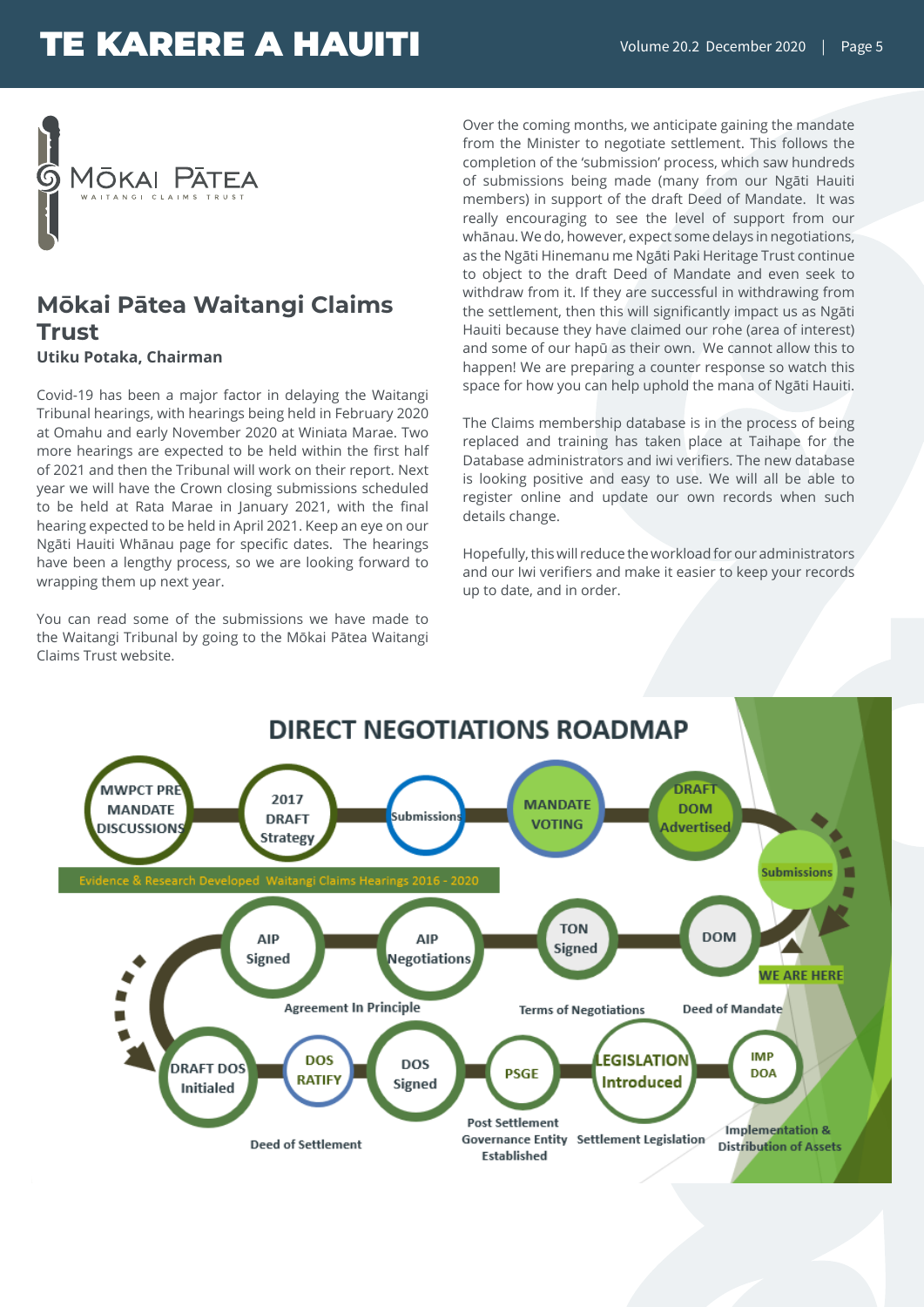MŌKAI PĀTEA

WAITANGI CLAIMS TRUST

## Mōkai Pātea Waitangi Claims Trust

**Utiku Potaka, Chairman**

Covid-19 has been a major factor in delaying the Waitangi Tribunal hearings, with hearings being held in February 2020 at Omahu and early November 2020 at Winiata Marae. Two more hearings are expected to be held within the first half of 2021 and then the Tribunal will work on their report. Next year we will have the Crown closing submissions scheduled to be held at Rata Marae in January 2021, with the final hearing expected to be held in April 2021. Keep an eye on our Ngāti Hauiti Whānau page for specific dates. The hearings have been a lengthy process, so we are looking forward to wrapping them up next year.

You can read some of the submissions we have made to the Waitangi Tribunal by going to the Mōkai Pātea Waitangi Claims Trust website.

Over the coming months, we anticipate gaining the mandate from the Minister to negotiate settlement. This follows the completion of the 'submission' process, which saw hundreds of submissions being made (many from our Ngāti Hauiti members) in support of the draft Deed of Mandate. It was really encouraging to see the level of support from our whānau. We do, however, expect some delays in negotiations, as the Ngāti Hinemanu me Ngāti Paki Heritage Trust continue to object to the draft Deed of Mandate and even seek to withdraw from it. If they are successful in withdrawing from the settlement, then this will significantly impact us as Ngāti Hauiti because they have claimed our rohe (area of interest) and some of our hapū as their own. We cannot allow this to happen! We are preparing a counter response so watch this space for how you can help uphold the mana of Ngāti Hauiti.

The Claims membership database is in the process of being replaced and training has taken place at Taihape for the Database administrators and iwi verifiers. The new database is looking positive and easy to use. We will all be able to register online and update our own records when such details change.

Hopefully, this will reduce the workload for our administrators and our Iwi verifiers and make it easier to keep your records up to date, and in order.

## DIRECT NEGOTIATIONS ROADMAP

MWPCT PRE MANDATE DISCUSSIONS → 2017 DRAFT Strategy → Submissions → MANDATE VOTING → DRAFT DOM Advertised → Submissions → DOM (Deed of Mandate) — WE ARE HERE → TON Signed (Terms of Negotiations) → AIP Negotiations → AIP Signed (Agreement In Principle) → DRAFT DOS Initialed → DOS RATIFY → DOS Signed (Deed of Settlement) → PSGE (Post Settlement Governance Entity Established) → LEGISLATION Introduced (Settlement Legislation) → IMP DOA (Implementation & Distribution of Assets)

Evidence & Research Developed Waitangi Claims Hearings 2016 - 2020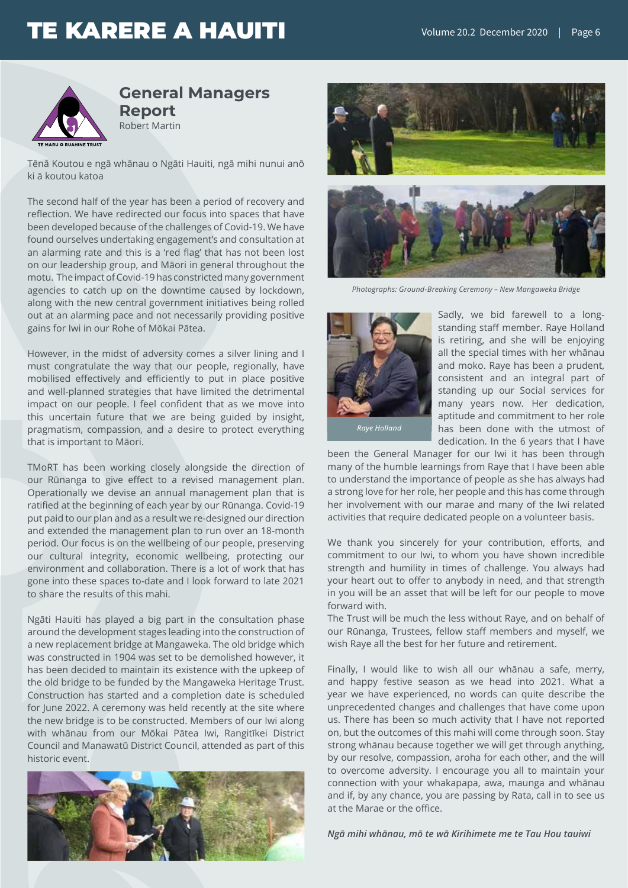## General Managers Report

Robert Martin

Tēnā Koutou e ngā whānau o Ngāti Hauiti, ngā mihi nunui anō ki ā koutou katoa

The second half of the year has been a period of recovery and reflection. We have redirected our focus into spaces that have been developed because of the challenges of Covid-19. We have found ourselves undertaking engagement's and consultation at an alarming rate and this is a 'red flag' that has not been lost on our leadership group, and Māori in general throughout the motu. The impact of Covid-19 has constricted many government agencies to catch up on the downtime caused by lockdown, along with the new central government initiatives being rolled out at an alarming pace and not necessarily providing positive gains for Iwi in our Rohe of Mōkai Pātea.

However, in the midst of adversity comes a silver lining and I must congratulate the way that our people, regionally, have mobilised effectively and efficiently to put in place positive and well-planned strategies that have limited the detrimental impact on our people. I feel confident that as we move into this uncertain future that we are being guided by insight, pragmatism, compassion, and a desire to protect everything that is important to Māori.

TMoRT has been working closely alongside the direction of our Rūnanga to give effect to a revised management plan. Operationally we devise an annual management plan that is ratified at the beginning of each year by our Rūnanga. Covid-19 put paid to our plan and as a result we re-designed our direction and extended the management plan to run over an 18-month period. Our focus is on the wellbeing of our people, preserving our cultural integrity, economic wellbeing, protecting our environment and collaboration. There is a lot of work that has gone into these spaces to-date and I look forward to late 2021 to share the results of this mahi.

Ngāti Hauiti has played a big part in the consultation phase around the development stages leading into the construction of a new replacement bridge at Mangaweka. The old bridge which was constructed in 1904 was set to be demolished however, it has been decided to maintain its existence with the upkeep of the old bridge to be funded by the Mangaweka Heritage Trust. Construction has started and a completion date is scheduled for June 2022. A ceremony was held recently at the site where the new bridge is to be constructed. Members of our Iwi along with whānau from our Mōkai Pātea Iwi, Rangitīkei District Council and Manawatū District Council, attended as part of this historic event.

*Photographs: Ground-Breaking Ceremony – New Mangaweka Bridge*

*Raye Holland*

Sadly, we bid farewell to a long-standing staff member. Raye Holland is retiring, and she will be enjoying all the special times with her whānau and moko. Raye has been a prudent, consistent and an integral part of standing up our Social services for many years now. Her dedication, aptitude and commitment to her role has been done with the utmost of dedication. In the 6 years that I have been the General Manager for our Iwi it has been through many of the humble learnings from Raye that I have been able to understand the importance of people as she has always had a strong love for her role, her people and this has come through her involvement with our marae and many of the Iwi related activities that require dedicated people on a volunteer basis.

We thank you sincerely for your contribution, efforts, and commitment to our Iwi, to whom you have shown incredible strength and humility in times of challenge. You always had your heart out to offer to anybody in need, and that strength in you will be an asset that will be left for our people to move forward with.

The Trust will be much the less without Raye, and on behalf of our Rūnanga, Trustees, fellow staff members and myself, we wish Raye all the best for her future and retirement.

Finally, I would like to wish all our whānau a safe, merry, and happy festive season as we head into 2021. What a year we have experienced, no words can quite describe the unprecedented changes and challenges that have come upon us. There has been so much activity that I have not reported on, but the outcomes of this mahi will come through soon. Stay strong whānau because together we will get through anything, by our resolve, compassion, aroha for each other, and the will to overcome adversity. I encourage you all to maintain your connection with your whakapapa, awa, maunga and whānau and if, by any chance, you are passing by Rata, call in to see us at the Marae or the office.

***Ngā mihi whānau, mō te wā Kirihimete me te Tau Hou tauiwi***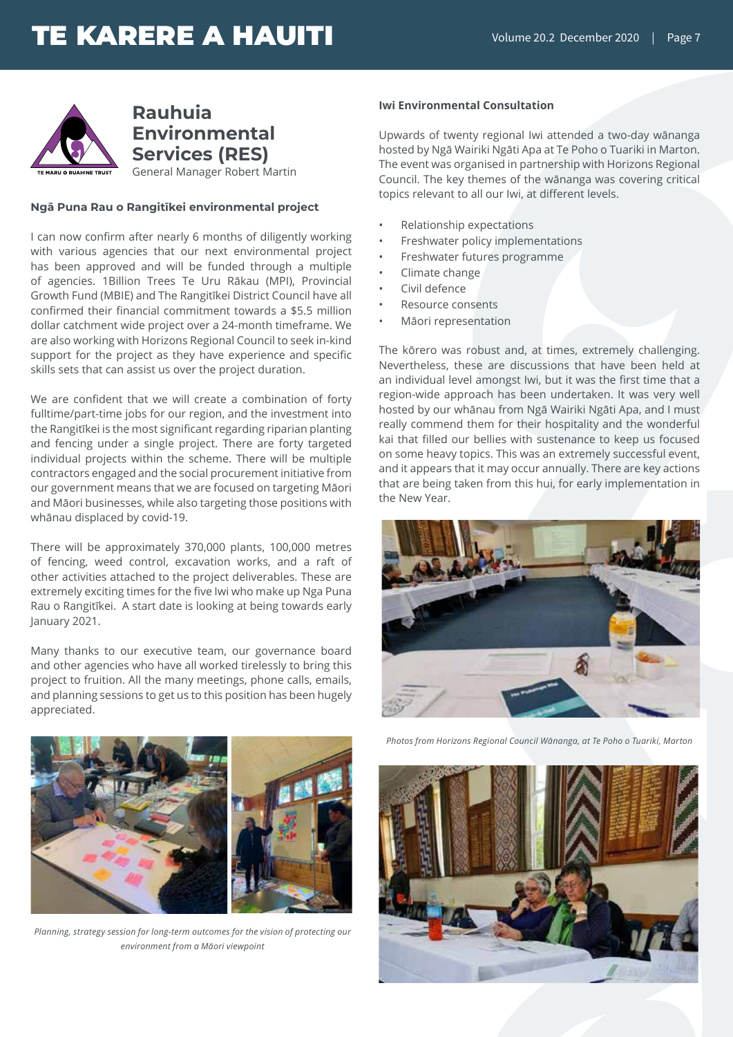## Rauhuia Environmental Services (RES)

General Manager Robert Martin

### Ngā Puna Rau o Rangitīkei environmental project

I can now confirm after nearly 6 months of diligently working with various agencies that our next environmental project has been approved and will be funded through a multiple of agencies. 1Billion Trees Te Uru Rākau (MPI), Provincial Growth Fund (MBIE) and The Rangitīkei District Council have all confirmed their financial commitment towards a $5.5 million dollar catchment wide project over a 24-month timeframe. We are also working with Horizons Regional Council to seek in-kind support for the project as they have experience and specific skills sets that can assist us over the project duration.

We are confident that we will create a combination of forty fulltime/part-time jobs for our region, and the investment into the Rangitīkei is the most significant regarding riparian planting and fencing under a single project. There are forty targeted individual projects within the scheme. There will be multiple contractors engaged and the social procurement initiative from our government means that we are focused on targeting Māori and Māori businesses, while also targeting those positions with whānau displaced by covid-19.

There will be approximately 370,000 plants, 100,000 metres of fencing, weed control, excavation works, and a raft of other activities attached to the project deliverables. These are extremely exciting times for the five Iwi who make up Nga Puna Rau o Rangitīkei. A start date is looking at being towards early January 2021.

Many thanks to our executive team, our governance board and other agencies who have all worked tirelessly to bring this project to fruition. All the many meetings, phone calls, emails, and planning sessions to get us to this position has been hugely appreciated.

*Planning, strategy session for long-term outcomes for the vision of protecting our environment from a Māori viewpoint*

### Iwi Environmental Consultation

Upwards of twenty regional Iwi attended a two-day wānanga hosted by Ngā Wairiki Ngāti Apa at Te Poho o Tuariki in Marton. The event was organised in partnership with Horizons Regional Council. The key themes of the wānanga was covering critical topics relevant to all our Iwi, at different levels.

- Relationship expectations
- Freshwater policy implementations
- Freshwater futures programme
- Climate change
- Civil defence
- Resource consents
- Māori representation

The kōrero was robust and, at times, extremely challenging. Nevertheless, these are discussions that have been held at an individual level amongst Iwi, but it was the first time that a region-wide approach has been undertaken. It was very well hosted by our whānau from Ngā Wairiki Ngāti Apa, and I must really commend them for their hospitality and the wonderful kai that filled our bellies with sustenance to keep us focused on some heavy topics. This was an extremely successful event, and it appears that it may occur annually. There are key actions that are being taken from this hui, for early implementation in the New Year.

*Photos from Horizons Regional Council Wānanga, at Te Poho o Tuariki, Marton*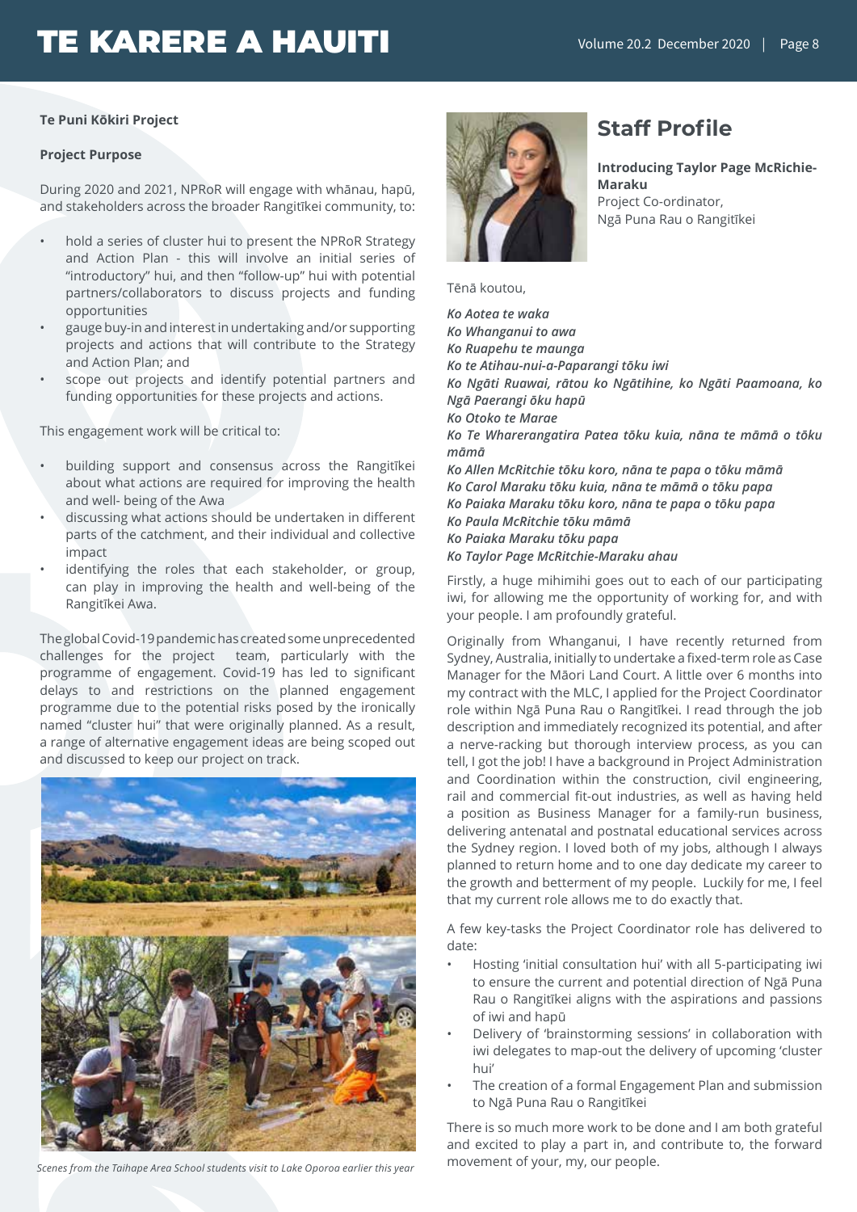**Te Puni Kōkiri Project**

**Project Purpose**

During 2020 and 2021, NPRoR will engage with whānau, hapū, and stakeholders across the broader Rangitīkei community, to:

- hold a series of cluster hui to present the NPRoR Strategy and Action Plan - this will involve an initial series of "introductory" hui, and then "follow-up" hui with potential partners/collaborators to discuss projects and funding opportunities
- gauge buy-in and interest in undertaking and/or supporting projects and actions that will contribute to the Strategy and Action Plan; and
- scope out projects and identify potential partners and funding opportunities for these projects and actions.

This engagement work will be critical to:

- building support and consensus across the Rangitīkei about what actions are required for improving the health and well- being of the Awa
- discussing what actions should be undertaken in different parts of the catchment, and their individual and collective impact
- identifying the roles that each stakeholder, or group, can play in improving the health and well-being of the Rangitīkei Awa.

The global Covid-19 pandemic has created some unprecedented challenges for the project team, particularly with the programme of engagement. Covid-19 has led to significant delays to and restrictions on the planned engagement programme due to the potential risks posed by the ironically named "cluster hui" that were originally planned. As a result, a range of alternative engagement ideas are being scoped out and discussed to keep our project on track.

*Scenes from the Taihape Area School students visit to Lake Oporoa earlier this year*

## Staff Profile

**Introducing Taylor Page McRichie-Maraku**
Project Co-ordinator,
Ngā Puna Rau o Rangitīkei

Tēnā koutou,

*Ko Aotea te waka*
*Ko Whanganui to awa*
*Ko Ruapehu te maunga*
*Ko te Atihau-nui-a-Paparangi tōku iwi*
*Ko Ngāti Ruawai, rātou ko Ngātihine, ko Ngāti Paamoana, ko Ngā Paerangi ōku hapū*
*Ko Otoko te Marae*
*Ko Te Wharerangatira Patea tōku kuia, nāna te māmā o tōku māmā*
*Ko Allen McRitchie tōku koro, nāna te papa o tōku māmā*
*Ko Carol Maraku tōku kuia, nāna te māmā o tōku papa*
*Ko Paiaka Maraku tōku koro, nāna te papa o tōku papa*
*Ko Paula McRitchie tōku māmā*
*Ko Paiaka Maraku tōku papa*
*Ko Taylor Page McRitchie-Maraku ahau*

Firstly, a huge mihimihi goes out to each of our participating iwi, for allowing me the opportunity of working for, and with your people. I am profoundly grateful.

Originally from Whanganui, I have recently returned from Sydney, Australia, initially to undertake a fixed-term role as Case Manager for the Māori Land Court. A little over 6 months into my contract with the MLC, I applied for the Project Coordinator role within Ngā Puna Rau o Rangitīkei. I read through the job description and immediately recognized its potential, and after a nerve-racking but thorough interview process, as you can tell, I got the job! I have a background in Project Administration and Coordination within the construction, civil engineering, rail and commercial fit-out industries, as well as having held a position as Business Manager for a family-run business, delivering antenatal and postnatal educational services across the Sydney region. I loved both of my jobs, although I always planned to return home and to one day dedicate my career to the growth and betterment of my people. Luckily for me, I feel that my current role allows me to do exactly that.

A few key-tasks the Project Coordinator role has delivered to date:

- Hosting 'initial consultation hui' with all 5-participating iwi to ensure the current and potential direction of Ngā Puna Rau o Rangitīkei aligns with the aspirations and passions of iwi and hapū
- Delivery of 'brainstorming sessions' in collaboration with iwi delegates to map-out the delivery of upcoming 'cluster hui'
- The creation of a formal Engagement Plan and submission to Ngā Puna Rau o Rangitīkei

There is so much more work to be done and I am both grateful and excited to play a part in, and contribute to, the forward movement of your, my, our people.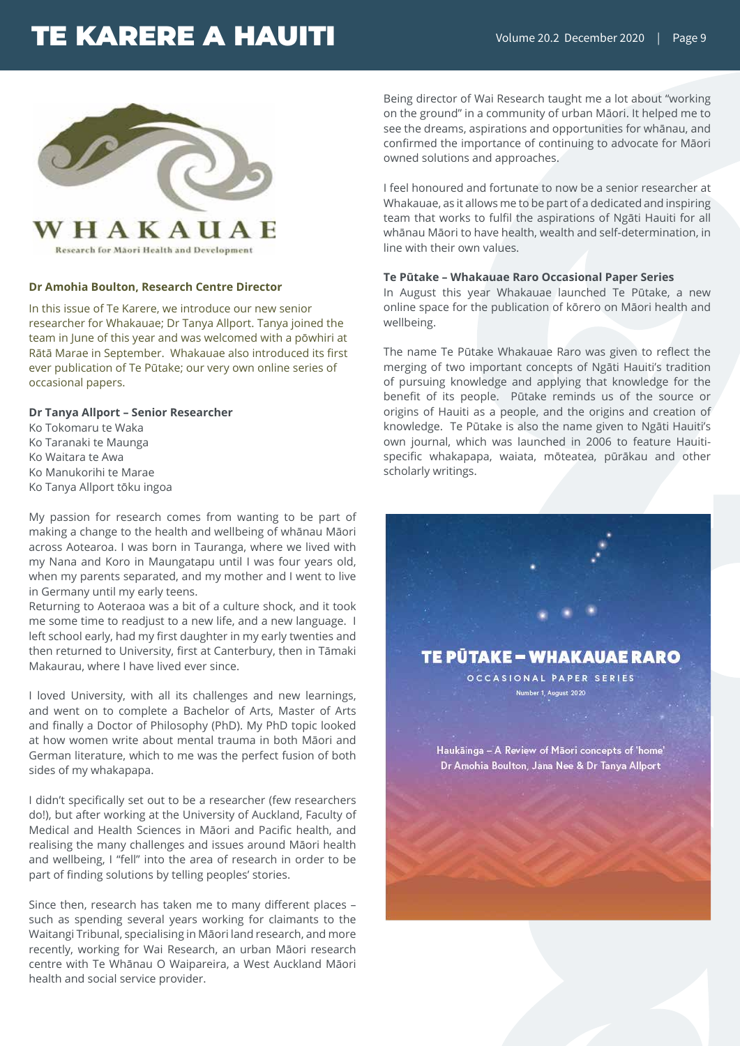WHAKAUAE

Research for Māori Health and Development

**Dr Amohia Boulton, Research Centre Director**

In this issue of Te Karere, we introduce our new senior researcher for Whakauae; Dr Tanya Allport. Tanya joined the team in June of this year and was welcomed with a pōwhiri at Rātā Marae in September. Whakauae also introduced its first ever publication of Te Pūtake; our very own online series of occasional papers.

**Dr Tanya Allport – Senior Researcher**

Ko Tokomaru te Waka
Ko Taranaki te Maunga
Ko Waitara te Awa
Ko Manukorihi te Marae
Ko Tanya Allport tōku ingoa

My passion for research comes from wanting to be part of making a change to the health and wellbeing of whānau Māori across Aotearoa. I was born in Tauranga, where we lived with my Nana and Koro in Maungatapu until I was four years old, when my parents separated, and my mother and I went to live in Germany until my early teens.
Returning to Aoteraoa was a bit of a culture shock, and it took me some time to readjust to a new life, and a new language. I left school early, had my first daughter in my early twenties and then returned to University, first at Canterbury, then in Tāmaki Makaurau, where I have lived ever since.

I loved University, with all its challenges and new learnings, and went on to complete a Bachelor of Arts, Master of Arts and finally a Doctor of Philosophy (PhD). My PhD topic looked at how women write about mental trauma in both Māori and German literature, which to me was the perfect fusion of both sides of my whakapapa.

I didn't specifically set out to be a researcher (few researchers do!), but after working at the University of Auckland, Faculty of Medical and Health Sciences in Māori and Pacific health, and realising the many challenges and issues around Māori health and wellbeing, I "fell" into the area of research in order to be part of finding solutions by telling peoples' stories.

Since then, research has taken me to many different places – such as spending several years working for claimants to the Waitangi Tribunal, specialising in Māori land research, and more recently, working for Wai Research, an urban Māori research centre with Te Whānau O Waipareira, a West Auckland Māori health and social service provider.

Being director of Wai Research taught me a lot about "working on the ground" in a community of urban Māori. It helped me to see the dreams, aspirations and opportunities for whānau, and confirmed the importance of continuing to advocate for Māori owned solutions and approaches.

I feel honoured and fortunate to now be a senior researcher at Whakauae, as it allows me to be part of a dedicated and inspiring team that works to fulfil the aspirations of Ngāti Hauiti for all whānau Māori to have health, wealth and self-determination, in line with their own values.

**Te Pūtake – Whakauae Raro Occasional Paper Series**

In August this year Whakauae launched Te Pūtake, a new online space for the publication of kōrero on Māori health and wellbeing.

The name Te Pūtake Whakauae Raro was given to reflect the merging of two important concepts of Ngāti Hauiti's tradition of pursuing knowledge and applying that knowledge for the benefit of its people. Pūtake reminds us of the source or origins of Hauiti as a people, and the origins and creation of knowledge. Te Pūtake is also the name given to Ngāti Hauiti's own journal, which was launched in 2006 to feature Hauiti-specific whakapapa, waiata, mōteatea, pūrākau and other scholarly writings.

TE PŪTAKE – WHAKAUAE RARO
OCCASIONAL PAPER SERIES
Number 1, August 2020

Haukāinga – A Review of Māori concepts of 'home'
Dr Amohia Boulton, Jana Nee & Dr Tanya Allport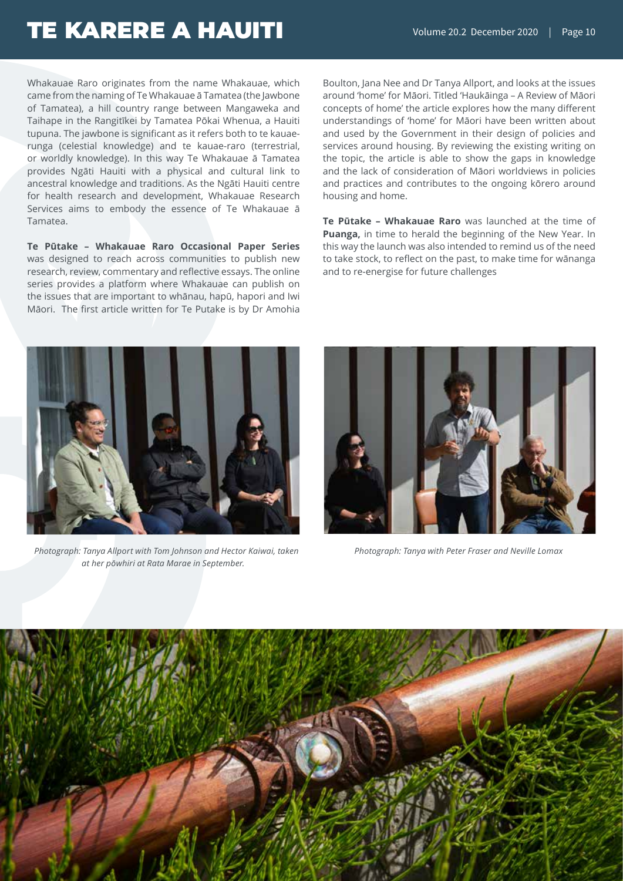Whakauae Raro originates from the name Whakauae, which came from the naming of Te Whakauae ā Tamatea (the Jawbone of Tamatea), a hill country range between Mangaweka and Taihape in the Rangitīkei by Tamatea Pōkai Whenua, a Hauiti tupuna. The jawbone is significant as it refers both to te kauae-runga (celestial knowledge) and te kauae-raro (terrestrial, or worldly knowledge). In this way Te Whakauae ā Tamatea provides Ngāti Hauiti with a physical and cultural link to ancestral knowledge and traditions. As the Ngāti Hauiti centre for health research and development, Whakauae Research Services aims to embody the essence of Te Whakauae ā Tamatea.

**Te Pūtake – Whakauae Raro Occasional Paper Series** was designed to reach across communities to publish new research, review, commentary and reflective essays. The online series provides a platform where Whakauae can publish on the issues that are important to whānau, hapū, hapori and Iwi Māori. The first article written for Te Putake is by Dr Amohia Boulton, Jana Nee and Dr Tanya Allport, and looks at the issues around 'home' for Māori. Titled 'Haukāinga – A Review of Māori concepts of home' the article explores how the many different understandings of 'home' for Māori have been written about and used by the Government in their design of policies and services around housing. By reviewing the existing writing on the topic, the article is able to show the gaps in knowledge and the lack of consideration of Māori worldviews in policies and practices and contributes to the ongoing kōrero around housing and home.

**Te Pūtake – Whakauae Raro** was launched at the time of **Puanga,** in time to herald the beginning of the New Year. In this way the launch was also intended to remind us of the need to take stock, to reflect on the past, to make time for wānanga and to re-energise for future challenges

*Photograph: Tanya Allport with Tom Johnson and Hector Kaiwai, taken at her pōwhiri at Rata Marae in September.*

*Photograph: Tanya with Peter Fraser and Neville Lomax*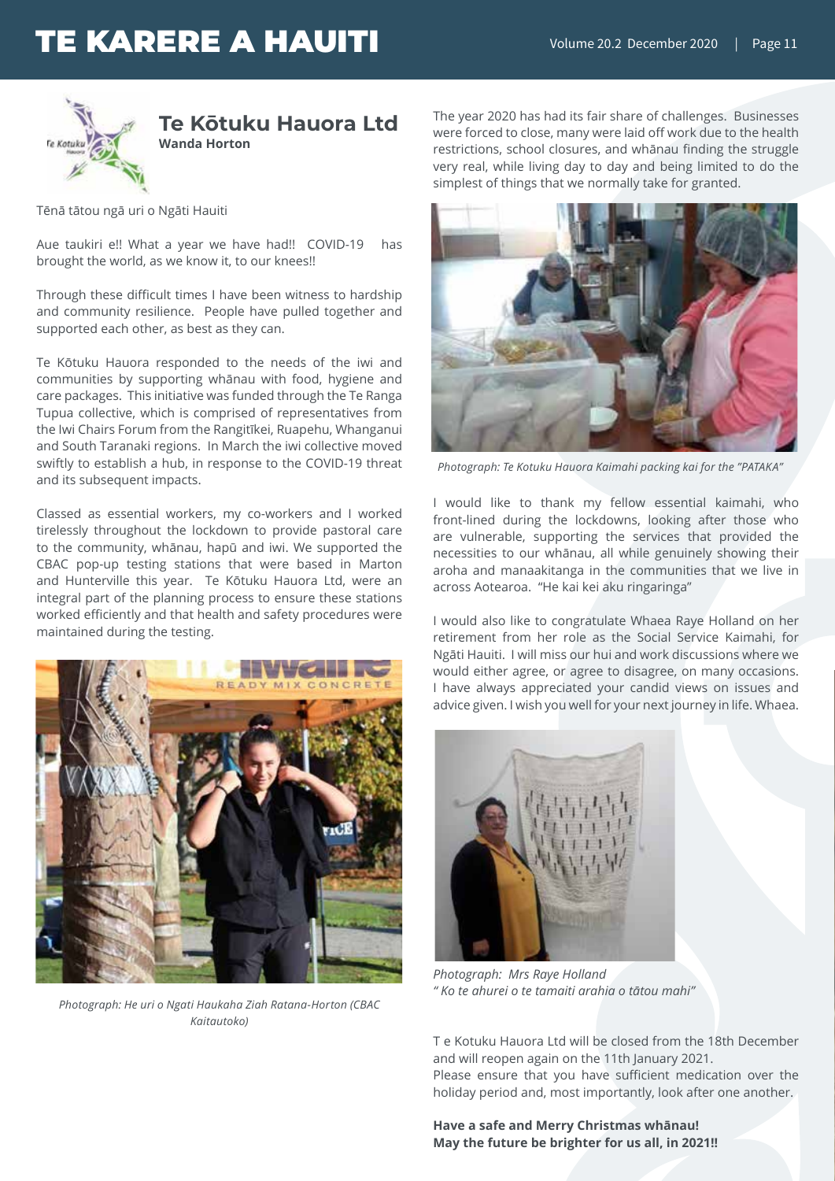## Te Kōtuku Hauora Ltd

**Wanda Horton**

Tēnā tātou ngā uri o Ngāti Hauiti

Aue taukiri e!! What a year we have had!! COVID-19 has brought the world, as we know it, to our knees!!

Through these difficult times I have been witness to hardship and community resilience. People have pulled together and supported each other, as best as they can.

Te Kōtuku Hauora responded to the needs of the iwi and communities by supporting whānau with food, hygiene and care packages. This initiative was funded through the Te Ranga Tupua collective, which is comprised of representatives from the Iwi Chairs Forum from the Rangitīkei, Ruapehu, Whanganui and South Taranaki regions. In March the iwi collective moved swiftly to establish a hub, in response to the COVID-19 threat and its subsequent impacts.

Classed as essential workers, my co-workers and I worked tirelessly throughout the lockdown to provide pastoral care to the community, whānau, hapū and iwi. We supported the CBAC pop-up testing stations that were based in Marton and Hunterville this year. Te Kōtuku Hauora Ltd, were an integral part of the planning process to ensure these stations worked efficiently and that health and safety procedures were maintained during the testing.

*Photograph: He uri o Ngati Haukaha Ziah Ratana-Horton (CBAC Kaitautoko)*

The year 2020 has had its fair share of challenges. Businesses were forced to close, many were laid off work due to the health restrictions, school closures, and whānau finding the struggle very real, while living day to day and being limited to do the simplest of things that we normally take for granted.

*Photograph: Te Kotuku Hauora Kaimahi packing kai for the "PATAKA"*

I would like to thank my fellow essential kaimahi, who front-lined during the lockdowns, looking after those who are vulnerable, supporting the services that provided the necessities to our whānau, all while genuinely showing their aroha and manaakitanga in the communities that we live in across Aotearoa. "He kai kei aku ringaringa"

I would also like to congratulate Whaea Raye Holland on her retirement from her role as the Social Service Kaimahi, for Ngāti Hauiti. I will miss our hui and work discussions where we would either agree, or agree to disagree, on many occasions. I have always appreciated your candid views on issues and advice given. I wish you well for your next journey in life. Whaea.

*Photograph: Mrs Raye Holland*
*" Ko te ahurei o te tamaiti arahia o tātou mahi"*

T e Kotuku Hauora Ltd will be closed from the 18th December and will reopen again on the 11th January 2021.
Please ensure that you have sufficient medication over the holiday period and, most importantly, look after one another.

**Have a safe and Merry Christmas whānau!**
**May the future be brighter for us all, in 2021!!**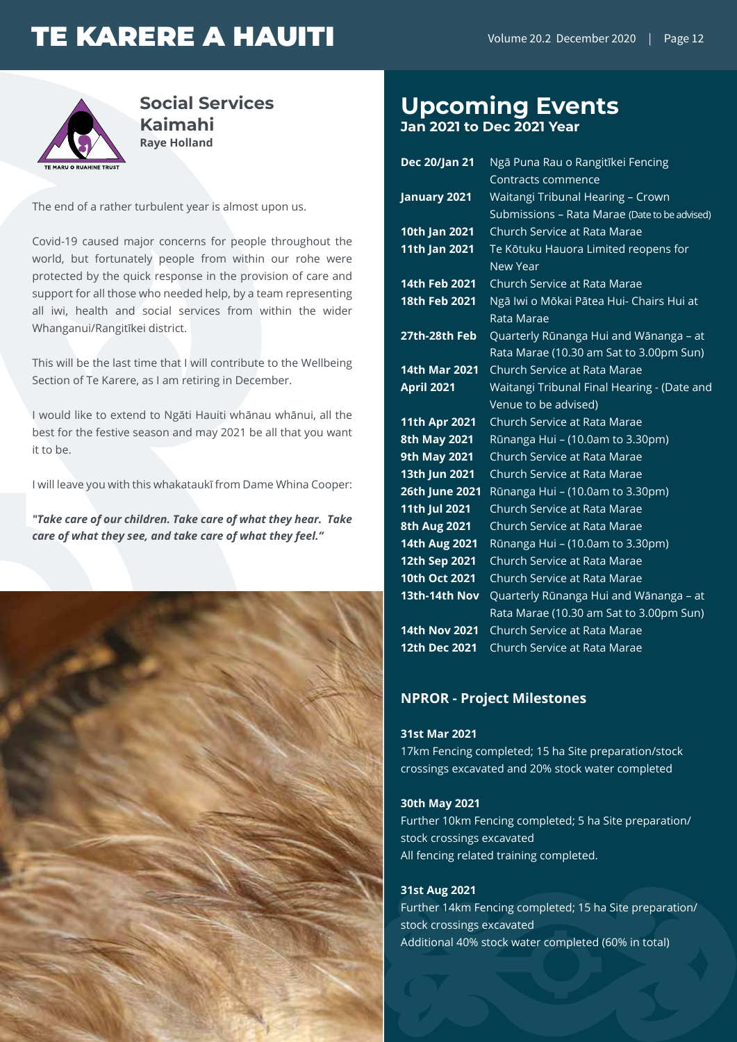## Social Services Kaimahi

**Raye Holland**

The end of a rather turbulent year is almost upon us.

Covid-19 caused major concerns for people throughout the world, but fortunately people from within our rohe were protected by the quick response in the provision of care and support for all those who needed help, by a team representing all iwi, health and social services from within the wider Whanganui/Rangitīkei district.

This will be the last time that I will contribute to the Wellbeing Section of Te Karere, as I am retiring in December.

I would like to extend to Ngāti Hauiti whānau whānui, all the best for the festive season and may 2021 be all that you want it to be.

I will leave you with this whakataukī from Dame Whina Cooper:

***"Take care of our children. Take care of what they hear. Take care of what they see, and take care of what they feel."***

# Upcoming Events

**Jan 2021 to Dec 2021 Year**

| | |
|---|---|
| **Dec 20/Jan 21** | Ngā Puna Rau o Rangitīkei Fencing Contracts commence |
| **January 2021** | Waitangi Tribunal Hearing – Crown Submissions – Rata Marae (Date to be advised) |
| **10th Jan 2021** | Church Service at Rata Marae |
| **11th Jan 2021** | Te Kōtuku Hauora Limited reopens for New Year |
| **14th Feb 2021** | Church Service at Rata Marae |
| **18th Feb 2021** | Ngā Iwi o Mōkai Pātea Hui- Chairs Hui at Rata Marae |
| **27th-28th Feb** | Quarterly Rūnanga Hui and Wānanga – at Rata Marae (10.30 am Sat to 3.00pm Sun) |
| **14th Mar 2021** | Church Service at Rata Marae |
| **April 2021** | Waitangi Tribunal Final Hearing - (Date and Venue to be advised) |
| **11th Apr 2021** | Church Service at Rata Marae |
| **8th May 2021** | Rūnanga Hui – (10.0am to 3.30pm) |
| **9th May 2021** | Church Service at Rata Marae |
| **13th Jun 2021** | Church Service at Rata Marae |
| **26th June 2021** | Rūnanga Hui – (10.0am to 3.30pm) |
| **11th Jul 2021** | Church Service at Rata Marae |
| **8th Aug 2021** | Church Service at Rata Marae |
| **14th Aug 2021** | Rūnanga Hui – (10.0am to 3.30pm) |
| **12th Sep 2021** | Church Service at Rata Marae |
| **10th Oct 2021** | Church Service at Rata Marae |
| **13th-14th Nov** | Quarterly Rūnanga Hui and Wānanga – at Rata Marae (10.30 am Sat to 3.00pm Sun) |
| **14th Nov 2021** | Church Service at Rata Marae |
| **12th Dec 2021** | Church Service at Rata Marae |

## NPROR - Project Milestones

**31st Mar 2021**
17km Fencing completed; 15 ha Site preparation/stock crossings excavated and 20% stock water completed

**30th May 2021**
Further 10km Fencing completed; 5 ha Site preparation/ stock crossings excavated
All fencing related training completed.

**31st Aug 2021**
Further 14km Fencing completed; 15 ha Site preparation/ stock crossings excavated
Additional 40% stock water completed (60% in total)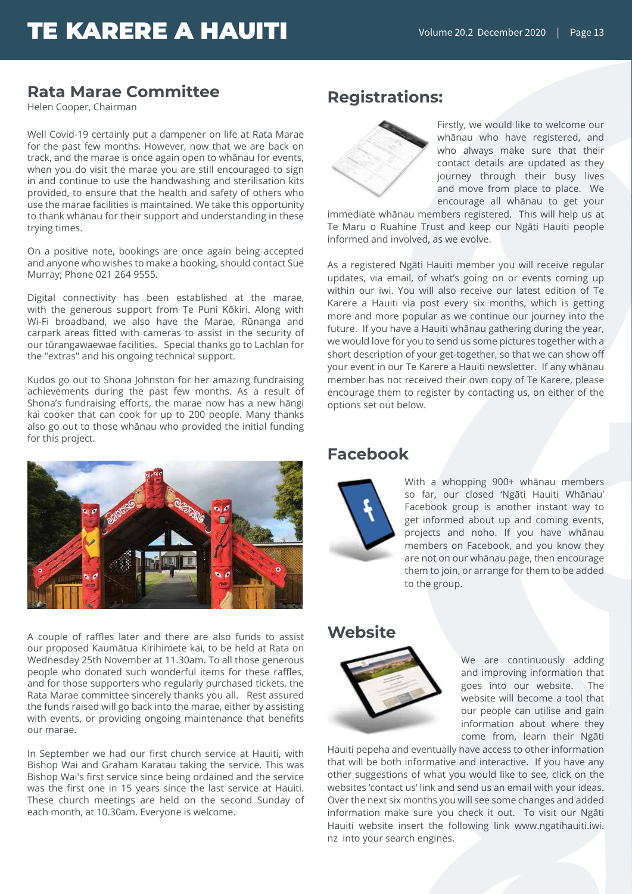## Rata Marae Committee

Helen Cooper, Chairman

Well Covid-19 certainly put a dampener on life at Rata Marae for the past few months. However, now that we are back on track, and the marae is once again open to whānau for events, when you do visit the marae you are still encouraged to sign in and continue to use the handwashing and sterilisation kits provided, to ensure that the health and safety of others who use the marae facilities is maintained. We take this opportunity to thank whānau for their support and understanding in these trying times.

On a positive note, bookings are once again being accepted and anyone who wishes to make a booking, should contact Sue Murray; Phone 021 264 9555.

Digital connectivity has been established at the marae, with the generous support from Te Puni Kōkiri. Along with Wi-Fi broadband, we also have the Marae, Rūnanga and carpark areas fitted with cameras to assist in the security of our tūrangawaewae facilities. Special thanks go to Lachlan for the "extras" and his ongoing technical support.

Kudos go out to Shona Johnston for her amazing fundraising achievements during the past few months. As a result of Shona's fundraising efforts, the marae now has a new hāngi kai cooker that can cook for up to 200 people. Many thanks also go out to those whānau who provided the initial funding for this project.

A couple of raffles later and there are also funds to assist our proposed Kaumātua Kirihimete kai, to be held at Rata on Wednesday 25th November at 11.30am. To all those generous people who donated such wonderful items for these raffles, and for those supporters who regularly purchased tickets, the Rata Marae committee sincerely thanks you all. Rest assured the funds raised will go back into the marae, either by assisting with events, or providing ongoing maintenance that benefits our marae.

In September we had our first church service at Hauiti, with Bishop Wai and Graham Karatau taking the service. This was Bishop Wai's first service since being ordained and the service was the first one in 15 years since the last service at Hauiti. These church meetings are held on the second Sunday of each month, at 10.30am. Everyone is welcome.

## Registrations:

Firstly, we would like to welcome our whānau who have registered, and who always make sure that their contact details are updated as they journey through their busy lives and move from place to place. We encourage all whānau to get your immediate whānau members registered. This will help us at Te Maru o Ruahine Trust and keep our Ngāti Hauiti people informed and involved, as we evolve.

As a registered Ngāti Hauiti member you will receive regular updates, via email, of what's going on or events coming up within our iwi. You will also receive our latest edition of Te Karere a Hauiti via post every six months, which is getting more and more popular as we continue our journey into the future. If you have a Hauiti whānau gathering during the year, we would love for you to send us some pictures together with a short description of your get-together, so that we can show off your event in our Te Karere a Hauiti newsletter. If any whānau member has not received their own copy of Te Karere, please encourage them to register by contacting us, on either of the options set out below.

## Facebook

With a whopping 900+ whānau members so far, our closed 'Ngāti Hauiti Whānau' Facebook group is another instant way to get informed about up and coming events, projects and noho. If you have whānau members on Facebook, and you know they are not on our whānau page, then encourage them to join, or arrange for them to be added to the group.

## Website

We are continuously adding and improving information that goes into our website. The website will become a tool that our people can utilise and gain information about where they come from, learn their Ngāti Hauiti pepeha and eventually have access to other information that will be both informative and interactive. If you have any other suggestions of what you would like to see, click on the websites 'contact us' link and send us an email with your ideas. Over the next six months you will see some changes and added information make sure you check it out. To visit our Ngāti Hauiti website insert the following link www.ngatihauiti.iwi.nz into your search engines.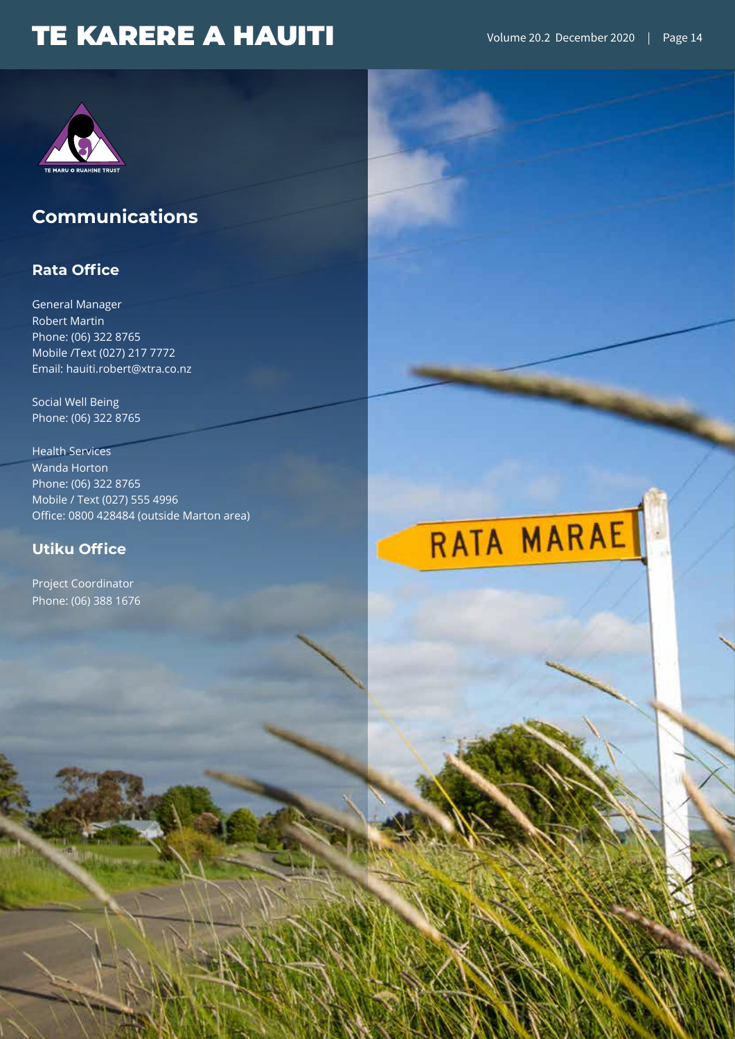## Communications

### Rata Office

General Manager
Robert Martin
Phone: (06) 322 8765
Mobile /Text (027) 217 7772
Email: hauiti.robert@xtra.co.nz

Social Well Being
Phone: (06) 322 8765

Health Services
Wanda Horton
Phone: (06) 322 8765
Mobile / Text (027) 555 4996
Office: 0800 428484 (outside Marton area)

### Utiku Office

Project Coordinator
Phone: (06) 388 1676